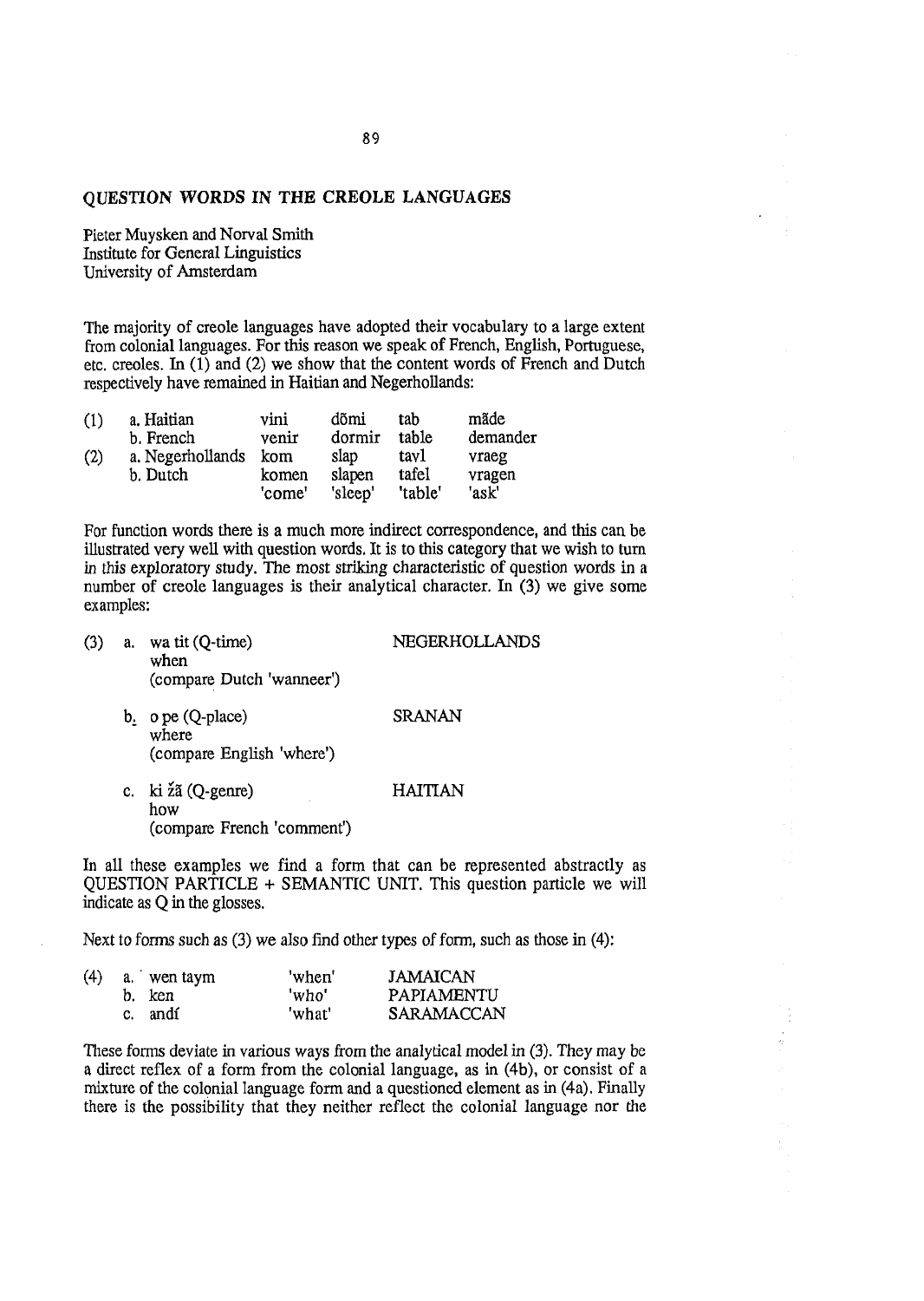## QUESTION WORDS IN THE CREOLE LANGUAGES

Pieter Muysken and Norval Smith
Institute for General Linguistics
University of Amsterdam

The majority of creole languages have adopted their vocabulary to a large extent from colonial languages. For this reason we speak of French, English, Portuguese, etc. creoles. In (1) and (2) we show that the content words of French and Dutch respectively have remained in Haitian and Negerhollands:

| | | | | | |
|---|---|---|---|---|---|
| (1) | a. Haitian | vini | dõmi | tab | mãde |
| | b. French | venir | dormir | table | demander |
| (2) | a. Negerhollands | kom | slap | tavl | vraeg |
| | b. Dutch | komen | slapen | tafel | vragen |
| | | 'come' | 'sleep' | 'table' | 'ask' |

For function words there is a much more indirect correspondence, and this can be illustrated very well with question words. It is to this category that we wish to turn in this exploratory study. The most striking characteristic of question words in a number of creole languages is their analytical character. In (3) we give some examples:

(3) a. wa tit (Q-time) — NEGERHOLLANDS
when
(compare Dutch 'wanneer')

b. o pe (Q-place) — SRANAN
where
(compare English 'where')

c. ki ʒã (Q-genre) — HAITIAN
how
(compare French 'comment')

In all these examples we find a form that can be represented abstractly as QUESTION PARTICLE + SEMANTIC UNIT. This question particle we will indicate as Q in the glosses.

Next to forms such as (3) we also find other types of form, such as those in (4):

| | | | |
|---|---|---|---|
| (4) | a. wen taym | 'when' | JAMAICAN |
| | b. ken | 'who' | PAPIAMENTU |
| | c. andí | 'what' | SARAMACCAN |

These forms deviate in various ways from the analytical model in (3). They may be a direct reflex of a form from the colonial language, as in (4b), or consist of a mixture of the colonial language form and a questioned element as in (4a). Finally there is the possibility that they neither reflect the colonial language nor the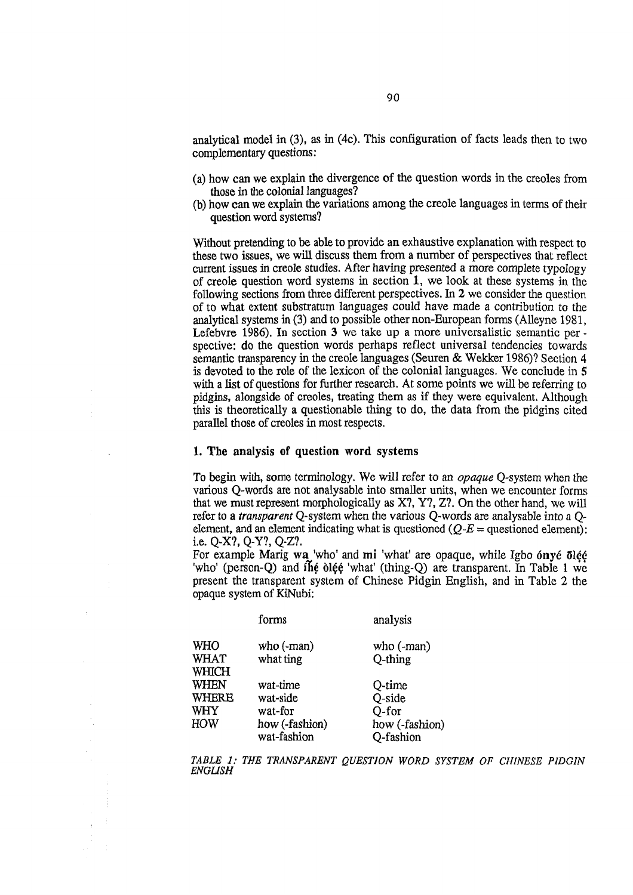analytical model in (3), as in (4c). This configuration of facts leads then to two complementary questions:

(a) how can we explain the divergence of the question words in the creoles from those in the colonial languages?
(b) how can we explain the variations among the creole languages in terms of their question word systems?

Without pretending to be able to provide an exhaustive explanation with respect to these two issues, we will discuss them from a number of perspectives that reflect current issues in creole studies. After having presented a more complete typology of creole question word systems in section **1**, we look at these systems in the following sections from three different perspectives. In **2** we consider the question of to what extent substratum languages could have made a contribution to the analytical systems in (3) and to possible other non-European forms (Alleyne 1981, Lefebvre 1986). In section **3** we take up a more universalistic semantic perspective: do the question words perhaps reflect universal tendencies towards semantic transparency in the creole languages (Seuren & Wekker 1986)? Section **4** is devoted to the role of the lexicon of the colonial languages. We conclude in **5** with a list of questions for further research. At some points we will be referring to pidgins, alongside of creoles, treating them as if they were equivalent. Although this is theoretically a questionable thing to do, the data from the pidgins cited parallel those of creoles in most respects.

## 1. The analysis of question word systems

To begin with, some terminology. We will refer to an *opaque* Q-system when the various Q-words are not analysable into smaller units, when we encounter forms that we must represent morphologically as X?, Y?, Z?. On the other hand, we will refer to a *transparent* Q-system when the various Q-words are analysable into a Q-element, and an element indicating what is questioned (*Q-E* = questioned element): i.e. Q-X?, Q-Y?, Q-Z?.

For example Marig **wa̱** 'who' and **mi** 'what' are opaque, while Igbo **ònyé ōlẹ́ẹ́** 'who' (person-Q) and **îhẹ́ òlẹ́ẹ́** 'what' (thing-Q) are transparent. In Table 1 we present the transparent system of Chinese Pidgin English, and in Table 2 the opaque system of KiNubi:

| | forms | analysis |
|---|---|---|
| WHO | who (-man) | who (-man) |
| WHAT | what ting | Q-thing |
| WHICH | | |
| WHEN | wat-time | Q-time |
| WHERE | wat-side | Q-side |
| WHY | wat-for | Q-for |
| HOW | how (-fashion) | how (-fashion) |
| | wat-fashion | Q-fashion |

*TABLE 1: THE TRANSPARENT QUESTION WORD SYSTEM OF CHINESE PIDGIN ENGLISH*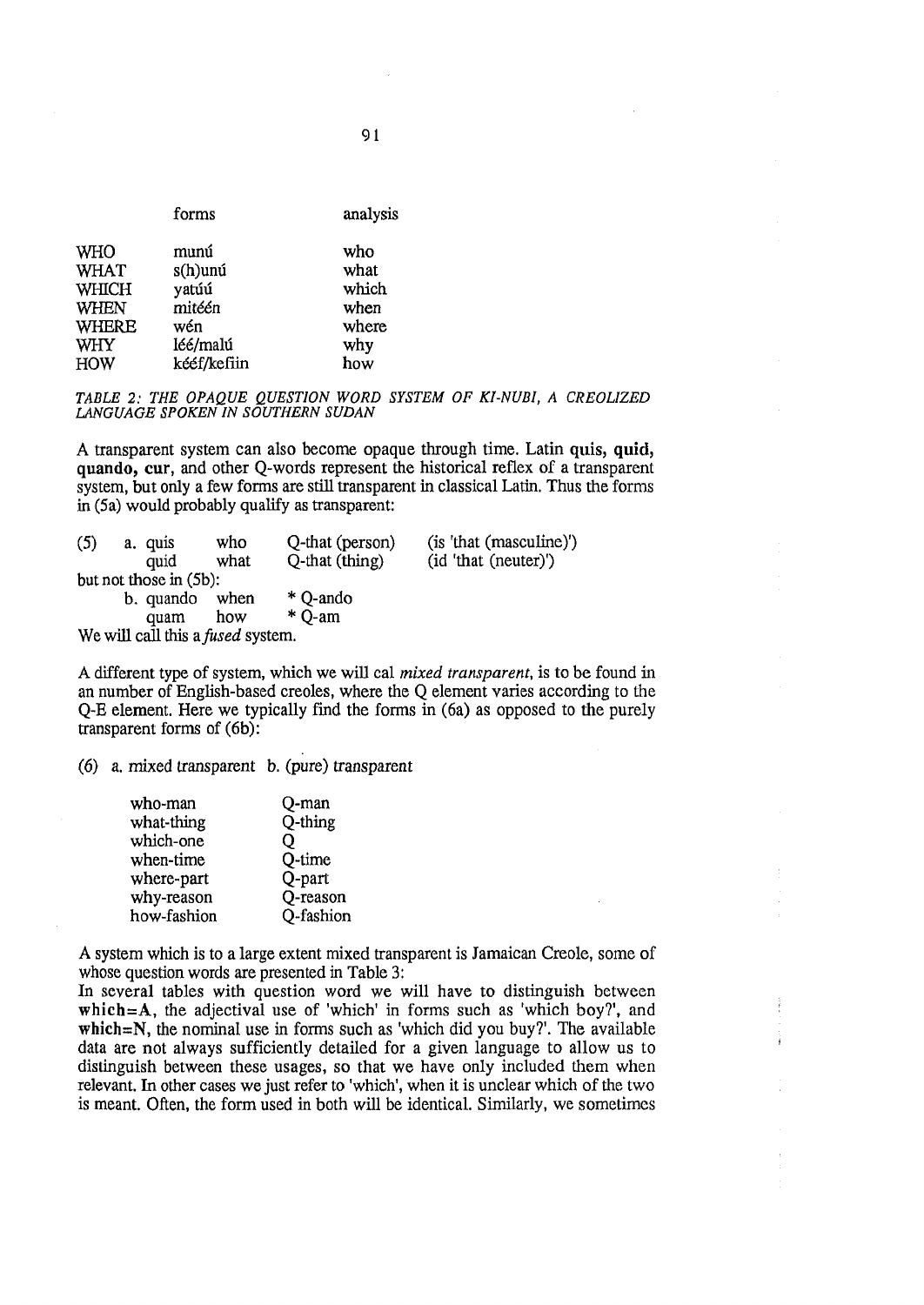| | forms | analysis |
|---|---|---|
| WHO | munú | who |
| WHAT | s(h)unú | what |
| WHICH | yatúú | which |
| WHEN | mitéén | when |
| WHERE | wén | where |
| WHY | léé/malú | why |
| HOW | kééf/kefiin | how |

*TABLE 2: THE OPAQUE QUESTION WORD SYSTEM OF KI-NUBI, A CREOLIZED LANGUAGE SPOKEN IN SOUTHERN SUDAN*

A transparent system can also become opaque through time. Latin **quis**, **quid**, **quando**, **cur**, and other Q-words represent the historical reflex of a transparent system, but only a few forms are still transparent in classical Latin. Thus the forms in (5a) would probably qualify as transparent:

(5) a. quis — who — Q-that (person) — (is 'that (masculine)')
quid — what — Q-that (thing) — (id 'that (neuter)')

but not those in (5b):

b. quando — when — * Q-ando
quam — how — * Q-am

We will call this a *fused* system.

A different type of system, which we will cal *mixed transparent*, is to be found in an number of English-based creoles, where the Q element varies according to the Q-E element. Here we typically find the forms in (6a) as opposed to the purely transparent forms of (6b):

(6)

| a. mixed transparent | b. (pure) transparent |
|---|---|
| who-man | Q-man |
| what-thing | Q-thing |
| which-one | Q |
| when-time | Q-time |
| where-part | Q-part |
| why-reason | Q-reason |
| how-fashion | Q-fashion |

A system which is to a large extent mixed transparent is Jamaican Creole, some of whose question words are presented in Table 3:
In several tables with question word we will have to distinguish between **which=A**, the adjectival use of 'which' in forms such as 'which boy?', and **which=N**, the nominal use in forms such as 'which did you buy?'. The available data are not always sufficiently detailed for a given language to allow us to distinguish between these usages, so that we have only included them when relevant. In other cases we just refer to 'which', when it is unclear which of the two is meant. Often, the form used in both will be identical. Similarly, we sometimes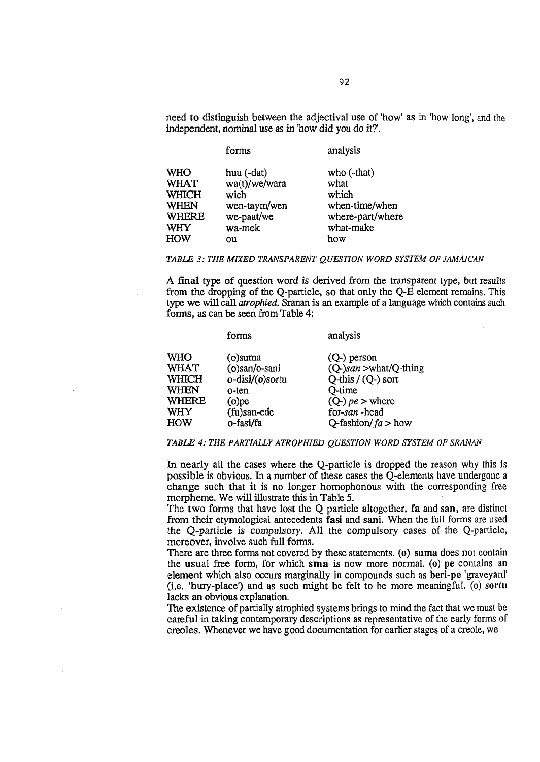need to distinguish between the adjectival use of 'how' as in 'how long', and the independent, nominal use as in 'how did you do it?'.

| | forms | analysis |
|---|---|---|
| WHO | huu (-dat) | who (-that) |
| WHAT | wa(t)/we/wara | what |
| WHICH | wich | which |
| WHEN | wen-taym/wen | when-time/when |
| WHERE | we-paat/we | where-part/where |
| WHY | wa-mek | what-make |
| HOW | ou | how |

*TABLE 3: THE MIXED TRANSPARENT QUESTION WORD SYSTEM OF JAMAICAN*

A final type of question word is derived from the transparent type, but results from the dropping of the Q-particle, so that only the Q-E element remains. This type we will call *atrophied*. Sranan is an example of a language which contains such forms, as can be seen from Table 4:

| | forms | analysis |
|---|---|---|
| WHO | (o)suma | (Q-) person |
| WHAT | (o)san/o-sani | (Q-)*san* >what/Q-thing |
| WHICH | o-disi/(o)sortu | Q-this / (Q-) sort |
| WHEN | o-ten | Q-time |
| WHERE | (o)pe | (Q-) *pe* > where |
| WHY | (fu)san-ede | for-*san* -head |
| HOW | o-fasi/fa | Q-fashion/ *fa* > how |

*TABLE 4: THE PARTIALLY ATROPHIED QUESTION WORD SYSTEM OF SRANAN*

In nearly all the cases where the Q-particle is dropped the reason why this is possible is obvious. In a number of these cases the Q-elements have undergone a change such that it is no longer homophonous with the corresponding free morpheme. We will illustrate this in Table 5.

The two forms that have lost the Q particle altogether, **fa** and **san**, are distinct from their etymological antecedents **fasi** and **sani**. When the full forms are used the Q-particle is compulsory. All the compulsory cases of the Q-particle, moreover, involve such full forms.

There are three forms not covered by these statements. **(o) suma** does not contain the usual free form, for which **sma** is now more normal. **(o) pe** contains an element which also occurs marginally in compounds such as **beri-pe** 'graveyard' (i.e. 'bury-place') and as such might be felt to be more meaningful. **(o) sortu** lacks an obvious explanation.

The existence of partially atrophied systems brings to mind the fact that we must be careful in taking contemporary descriptions as representative of the early forms of creoles. Whenever we have good documentation for earlier stages of a creole, we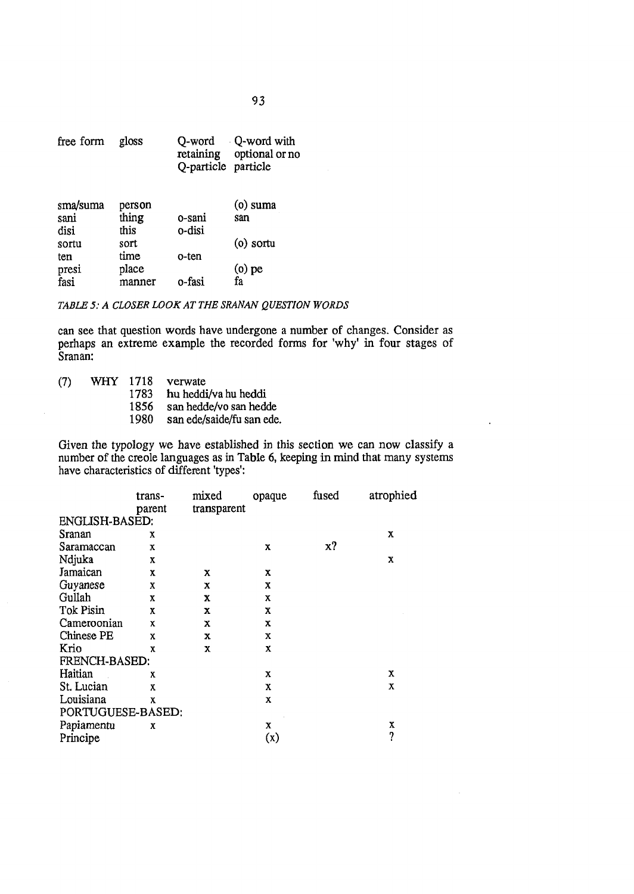| free form | gloss | Q-word retaining Q-particle | Q-word with optional or no particle |
|---|---|---|---|
| sma/suma | person | | (o) suma |
| sani | thing | o-sani | san |
| disi | this | o-disi | |
| sortu | sort | | (o) sortu |
| ten | time | o-ten | |
| presi | place | | (o) pe |
| fasi | manner | o-fasi | fa |

*TABLE 5: A CLOSER LOOK AT THE SRANAN QUESTION WORDS*

can see that question words have undergone a number of changes. Consider as perhaps an extreme example the recorded forms for 'why' in four stages of Sranan:

(7) WHY
1718 verwate
1783 hu heddi/va hu heddi
1856 san hedde/vo san hedde
1980 san ede/saide/fu san ede.

Given the typology we have established in this section we can now classify a number of the creole languages as in Table 6, keeping in mind that many systems have characteristics of different 'types':

| | trans-parent | mixed transparent | opaque | fused | atrophied |
|---|---|---|---|---|---|
| ENGLISH-BASED: | | | | | |
| Sranan | x | | | | x |
| Saramaccan | x | | x | x? | |
| Ndjuka | x | | | | x |
| Jamaican | x | x | x | | |
| Guyanese | x | x | x | | |
| Gullah | x | x | x | | |
| Tok Pisin | x | x | x | | |
| Cameroonian | x | x | x | | |
| Chinese PE | x | x | x | | |
| Krio | x | x | x | | |
| FRENCH-BASED: | | | | | |
| Haitian | x | | x | | x |
| St. Lucian | x | | x | | x |
| Louisiana | x | | x | | |
| PORTUGUESE-BASED: | | | | | |
| Papiamentu | x | | x | | x |
| Principe | | | (x) | | ? |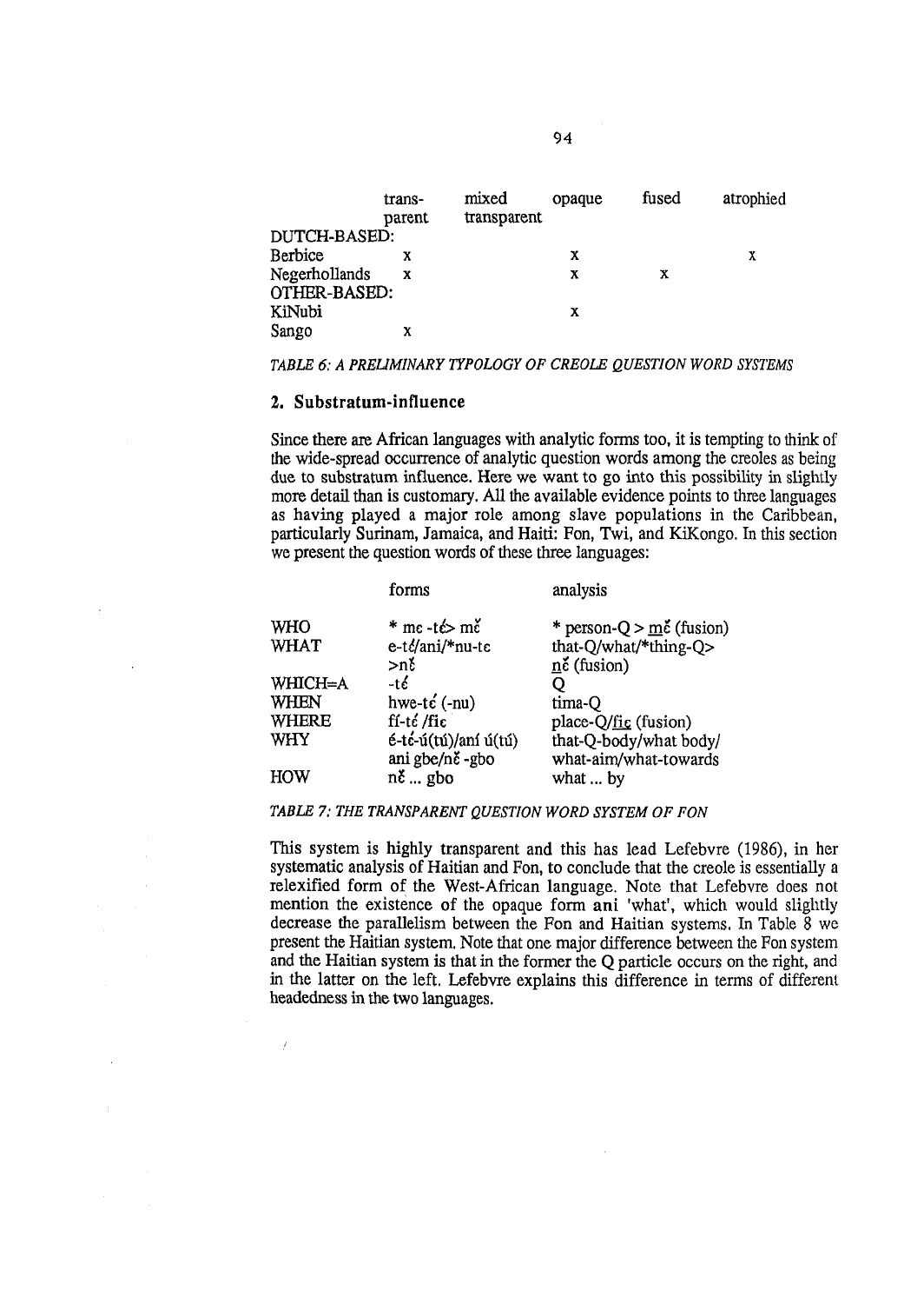| | trans-parent | mixed transparent | opaque | fused | atrophied |
|---|---|---|---|---|---|
| DUTCH-BASED: | | | | | |
| Berbice | x | | x | | x |
| Negerhollands | x | | x | x | |
| OTHER-BASED: | | | | | |
| KiNubi | | | x | | |
| Sango | x | | | | |

*TABLE 6: A PRELIMINARY TYPOLOGY OF CREOLE QUESTION WORD SYSTEMS*

## 2. Substratum-influence

Since there are African languages with analytic forms too, it is tempting to think of the wide-spread occurrence of analytic question words among the creoles as being due to substratum influence. Here we want to go into this possibility in slightly more detail than is customary. All the available evidence points to three languages as having played a major role among slave populations in the Caribbean, particularly Surinam, Jamaica, and Haiti: Fon, Twi, and KiKongo. In this section we present the question words of these three languages:

| | forms | analysis |
|---|---|---|
| WHO | * mɛ -tɛ́> mɛ̌ | * person-Q > mɛ̌ (fusion) |
| WHAT | e-tɛ́/ani/*nu-tɛ >nɛ̌ | that-Q/what/*thing-Q> nɛ́ (fusion) |
| WHICH=A | -tɛ́ | Q |
| WHEN | hwe-tɛ́ (-nu) | tima-Q |
| WHERE | fí-tɛ́ /fiɛ | place-Q/fiɛ (fusion) |
| WHY | é-tɛ́-ú(tú)/aní ú(tú) ani gbe/nɛ̌ -gbo | that-Q-body/what body/ what-aim/what-towards |
| HOW | nɛ̌ ... gbo | what ... by |

*TABLE 7: THE TRANSPARENT QUESTION WORD SYSTEM OF FON*

This system is highly transparent and this has lead Lefebvre (1986), in her systematic analysis of Haitian and Fon, to conclude that the creole is essentially a relexified form of the West-African language. Note that Lefebvre does not mention the existence of the opaque form **ani** 'what', which would slightly decrease the parallelism between the Fon and Haitian systems. In Table 8 we present the Haitian system. Note that one major difference between the Fon system and the Haitian system is that in the former the Q particle occurs on the right, and in the latter on the left. Lefebvre explains this difference in terms of different headedness in the two languages.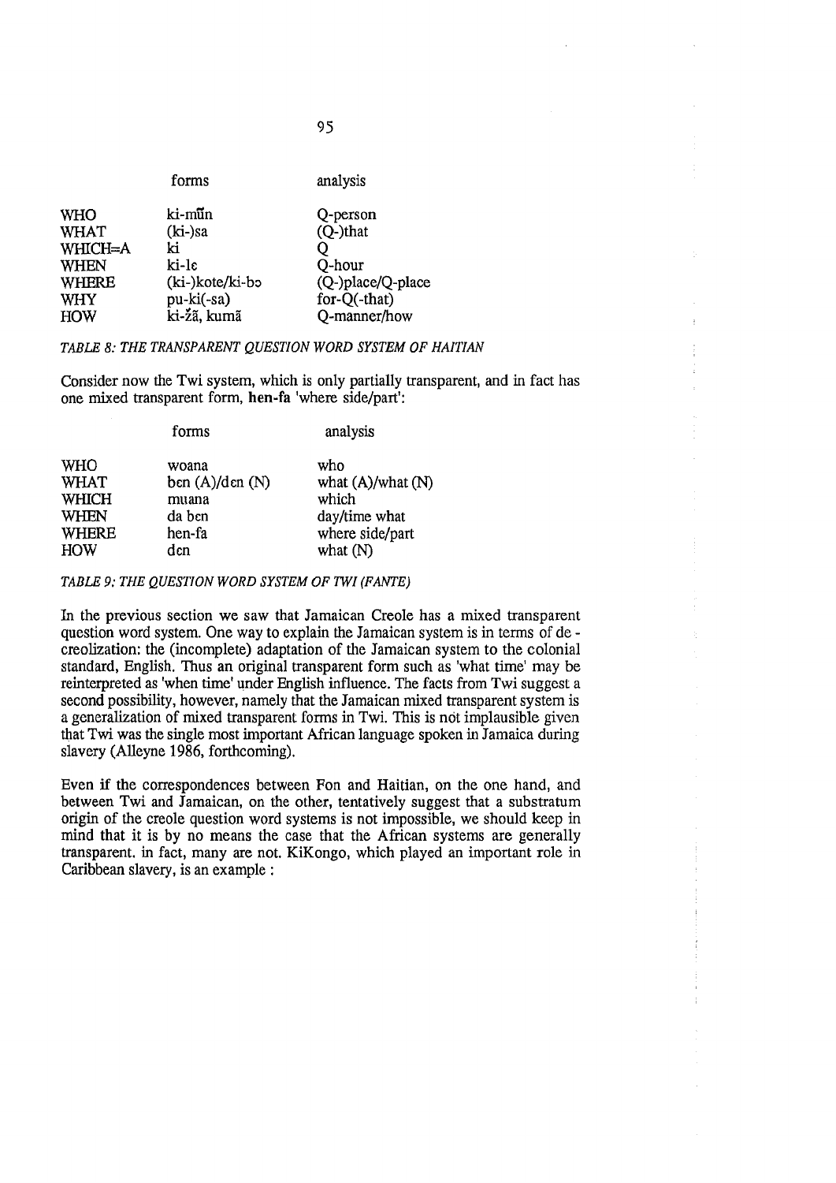| | forms | analysis |
|---|---|---|
| WHO | ki-mũn | Q-person |
| WHAT | (ki-)sa | (Q-)that |
| WHICH=A | ki | Q |
| WHEN | ki-lɛ | Q-hour |
| WHERE | (ki-)kote/ki-bɔ | (Q-)place/Q-place |
| WHY | pu-ki(-sa) | for-Q(-that) |
| HOW | ki-žã, kumã | Q-manner/how |

*TABLE 8: THE TRANSPARENT QUESTION WORD SYSTEM OF HAITIAN*

Consider now the Twi system, which is only partially transparent, and in fact has one mixed transparent form, **hen-fa** 'where side/part':

| | forms | analysis |
|---|---|---|
| WHO | woana | who |
| WHAT | ben (A)/den (N) | what (A)/what (N) |
| WHICH | muana | which |
| WHEN | da ben | day/time what |
| WHERE | hen-fa | where side/part |
| HOW | den | what (N) |

*TABLE 9: THE QUESTION WORD SYSTEM OF TWI (FANTE)*

In the previous section we saw that Jamaican Creole has a mixed transparent question word system. One way to explain the Jamaican system is in terms of de - creolization: the (incomplete) adaptation of the Jamaican system to the colonial standard, English. Thus an original transparent form such as 'what time' may be reinterpreted as 'when time' under English influence. The facts from Twi suggest a second possibility, however, namely that the Jamaican mixed transparent system is a generalization of mixed transparent forms in Twi. This is not implausible given that Twi was the single most important African language spoken in Jamaica during slavery (Alleyne 1986, forthcoming).

Even if the correspondences between Fon and Haitian, on the one hand, and between Twi and Jamaican, on the other, tentatively suggest that a substratum origin of the creole question word systems is not impossible, we should keep in mind that it is by no means the case that the African systems are generally transparent. in fact, many are not. KiKongo, which played an important role in Caribbean slavery, is an example :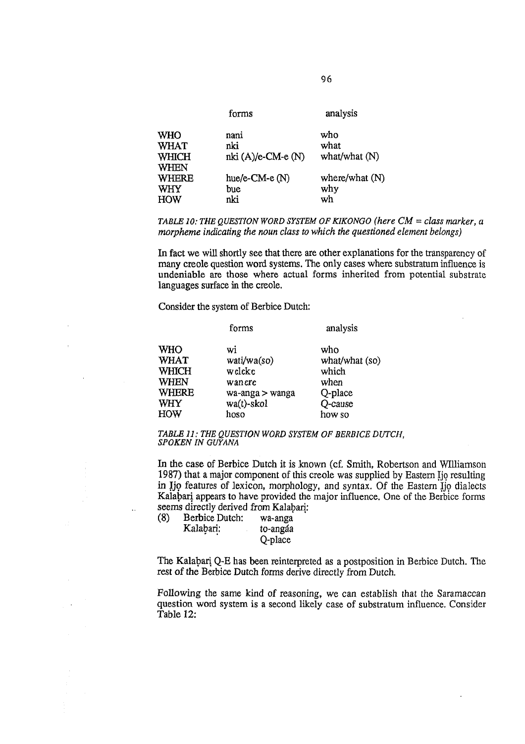| | forms | analysis |
|---|---|---|
| WHO | nani | who |
| WHAT | nki | what |
| WHICH | nki (A)/e-CM-e (N) | what/what (N) |
| WHEN | | |
| WHERE | hue/e-CM-e (N) | where/what (N) |
| WHY | bue | why |
| HOW | nki | wh |

*TABLE 10: THE QUESTION WORD SYSTEM OF KIKONGO (here CM = class marker, a morpheme indicating the noun class to which the questioned element belongs)*

In fact we will shortly see that there are other explanations for the transparency of many creole question word systems. The only cases where substratum influence is undeniable are those where actual forms inherited from potential substrate languages surface in the creole.

Consider the system of Berbice Dutch:

| | forms | analysis |
|---|---|---|
| WHO | wi | who |
| WHAT | wati/wa(so) | what/what (so) |
| WHICH | wɛlɛkɛ | which |
| WHEN | wanɛrɛ | when |
| WHERE | wa-anga > wanga | Q-place |
| WHY | wa(t)-skol | Q-cause |
| HOW | hoso | how so |

*TABLE 11: THE QUESTION WORD SYSTEM OF BERBICE DUTCH, SPOKEN IN GUYANA*

In the case of Berbice Dutch it is known (cf. Smith, Robertson and WIlliamson 1987) that a major component of this creole was supplied by Eastern Ịjọ resulting in Ịjọ features of lexicon, morphology, and syntax. Of the Eastern Ịjọ dialects Kalaḅarị appears to have provided the major influence. One of the Berbice forms seems directly derived from Kalaḅarị:

(8) Berbice Dutch: wa-anga
Kalaḅarị: to-angáa
Q-place

The Kalaḅarị Q-E has been reinterpreted as a postposition in Berbice Dutch. The rest of the Berbice Dutch forms derive directly from Dutch.

Following the same kind of reasoning, we can establish that the Saramaccan question word system is a second likely case of substratum influence. Consider Table 12: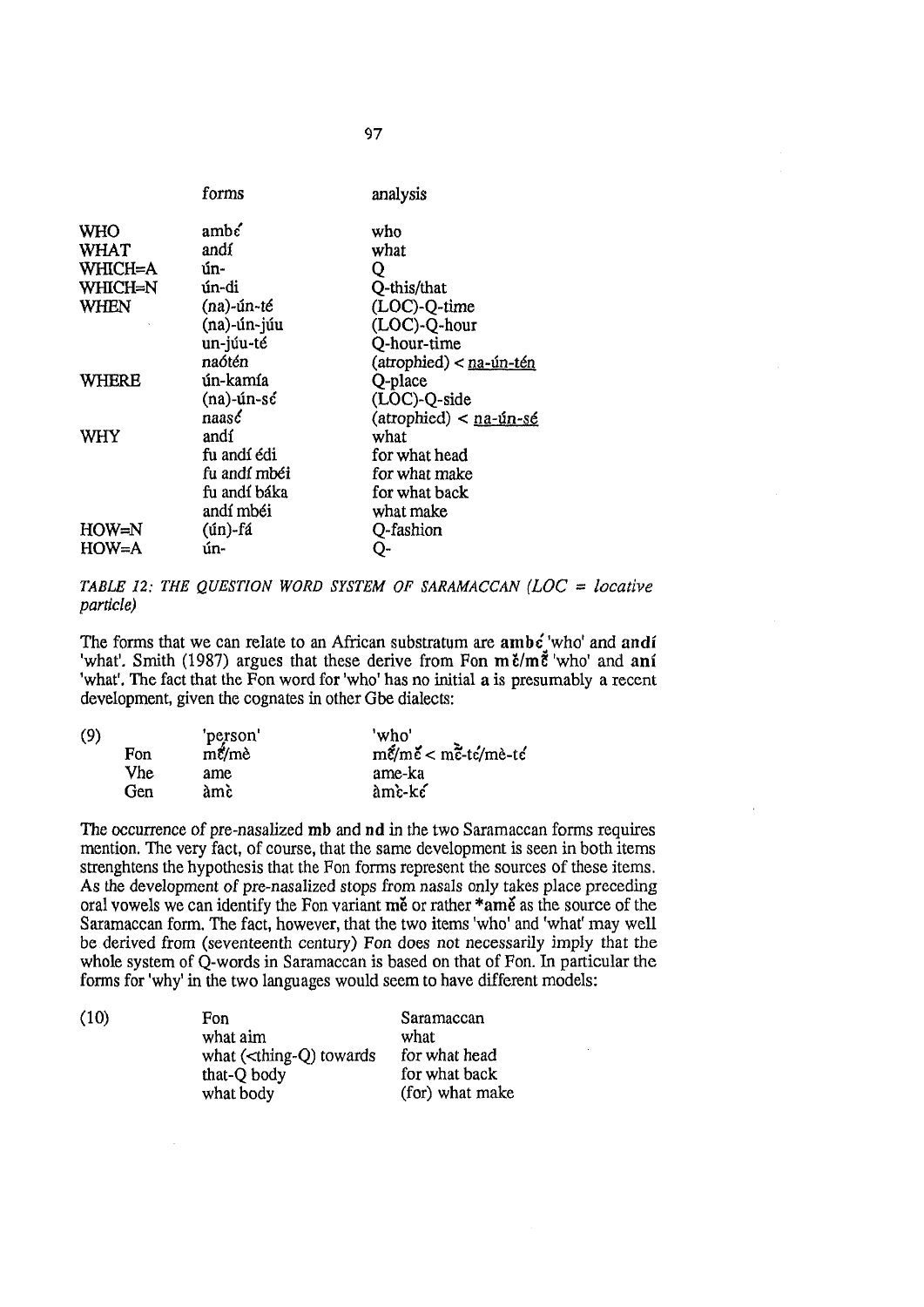| | forms | analysis |
|---|---|---|
| WHO | ambɛ́ | who |
| WHAT | andí | what |
| WHICH=A | ún- | Q |
| WHICH=N | ún-di | Q-this/that |
| WHEN | (na)-ún-té | (LOC)-Q-time |
| | (na)-ún-júu | (LOC)-Q-hour |
| | un-júu-té | Q-hour-time |
| | naótén | (atrophied) < <u>na-ún-tén</u> |
| WHERE | ún-kamía | Q-place |
| | (na)-ún-sɛ́ | (LOC)-Q-side |
| | naasɛ́ | (atrophied) < <u>na-ún-sé</u> |
| WHY | andí | what |
| | fu andí édi | for what head |
| | fu andí mbéi | for what make |
| | fu andí báka | for what back |
| | andí mbéi | what make |
| HOW=N | (ún)-fá | Q-fashion |
| HOW=A | ún- | Q- |

*TABLE 12: THE QUESTION WORD SYSTEM OF SARAMACCAN (LOC = locative particle)*

The forms that we can relate to an African substratum are **ambɛ́** 'who' and **andí** 'what'. Smith (1987) argues that these derive from Fon **mɛ̌/mɛ̃̌** 'who' and **aní** 'what'. The fact that the Fon word for 'who' has no initial **a** is presumably a recent development, given the cognates in other Gbe dialects:

| (9) | | 'person' | 'who' |
|---|---|---|---|
| | Fon | mɛ́/mè | mɛ́/mɛ̌ < mɛ̌-tɛ́/mè-tɛ́ |
| | Vhe | ame | ame-ka |
| | Gen | àmɛ̀ | àmɛ̀-kɛ́ |

The occurrence of pre-nasalized **mb** and **nd** in the two Saramaccan forms requires mention. The very fact, of course, that the same development is seen in both items strenghtens the hypothesis that the Fon forms represent the sources of these items. As the development of pre-nasalized stops from nasals only takes place preceding oral vowels we can identify the Fon variant **mɛ̌** or rather ***amɛ̌** as the source of the Saramaccan form. The fact, however, that the two items 'who' and 'what' may well be derived from (seventeenth century) Fon does not necessarily imply that the whole system of Q-words in Saramaccan is based on that of Fon. In particular the forms for 'why' in the two languages would seem to have different models:

| (10) | Fon | Saramaccan |
|---|---|---|
| | what aim | what |
| | what (<thing-Q) towards | for what head |
| | that-Q body | for what back |
| | what body | (for) what make |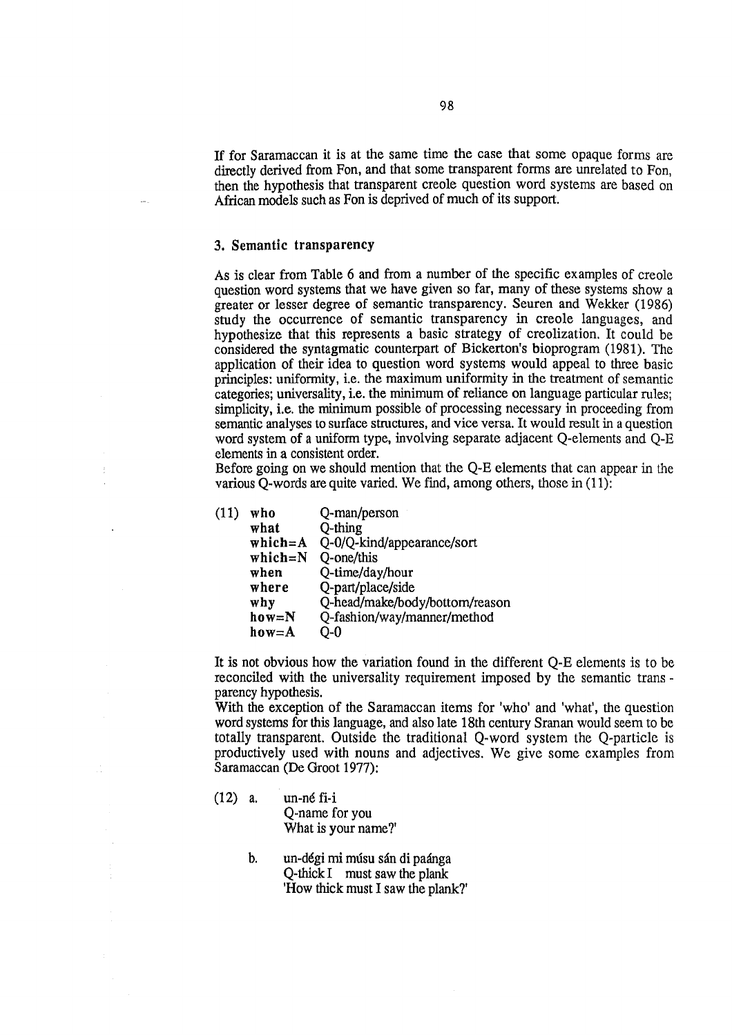If for Saramaccan it is at the same time the case that some opaque forms are directly derived from Fon, and that some transparent forms are unrelated to Fon, then the hypothesis that transparent creole question word systems are based on African models such as Fon is deprived of much of its support.

### 3. Semantic transparency

As is clear from Table 6 and from a number of the specific examples of creole question word systems that we have given so far, many of these systems show a greater or lesser degree of semantic transparency. Seuren and Wekker (1986) study the occurrence of semantic transparency in creole languages, and hypothesize that this represents a basic strategy of creolization. It could be considered the syntagmatic counterpart of Bickerton's bioprogram (1981). The application of their idea to question word systems would appeal to three basic principles: uniformity, i.e. the maximum uniformity in the treatment of semantic categories; universality, i.e. the minimum of reliance on language particular rules; simplicity, i.e. the minimum possible of processing necessary in proceeding from semantic analyses to surface structures, and vice versa. It would result in a question word system of a uniform type, involving separate adjacent Q-elements and Q-E elements in a consistent order.
Before going on we should mention that the Q-E elements that can appear in the various Q-words are quite varied. We find, among others, those in (11):

(11)

| | |
|---|---|
| **who** | Q-man/person |
| **what** | Q-thing |
| **which=A** | Q-0/Q-kind/appearance/sort |
| **which=N** | Q-one/this |
| **when** | Q-time/day/hour |
| **where** | Q-part/place/side |
| **why** | Q-head/make/body/bottom/reason |
| **how=N** | Q-fashion/way/manner/method |
| **how=A** | Q-0 |

It is not obvious how the variation found in the different Q-E elements is to be reconciled with the universality requirement imposed by the semantic transparency hypothesis.
With the exception of the Saramaccan items for 'who' and 'what', the question word systems for this language, and also late 18th century Sranan would seem to be totally transparent. Outside the traditional Q-word system the Q-particle is productively used with nouns and adjectives. We give some examples from Saramaccan (De Groot 1977):

(12) a. un-né fi-i
Q-name for you
What is your name?'

b. un-dégi mi músu sán di paánga
Q-thick I must saw the plank
'How thick must I saw the plank?'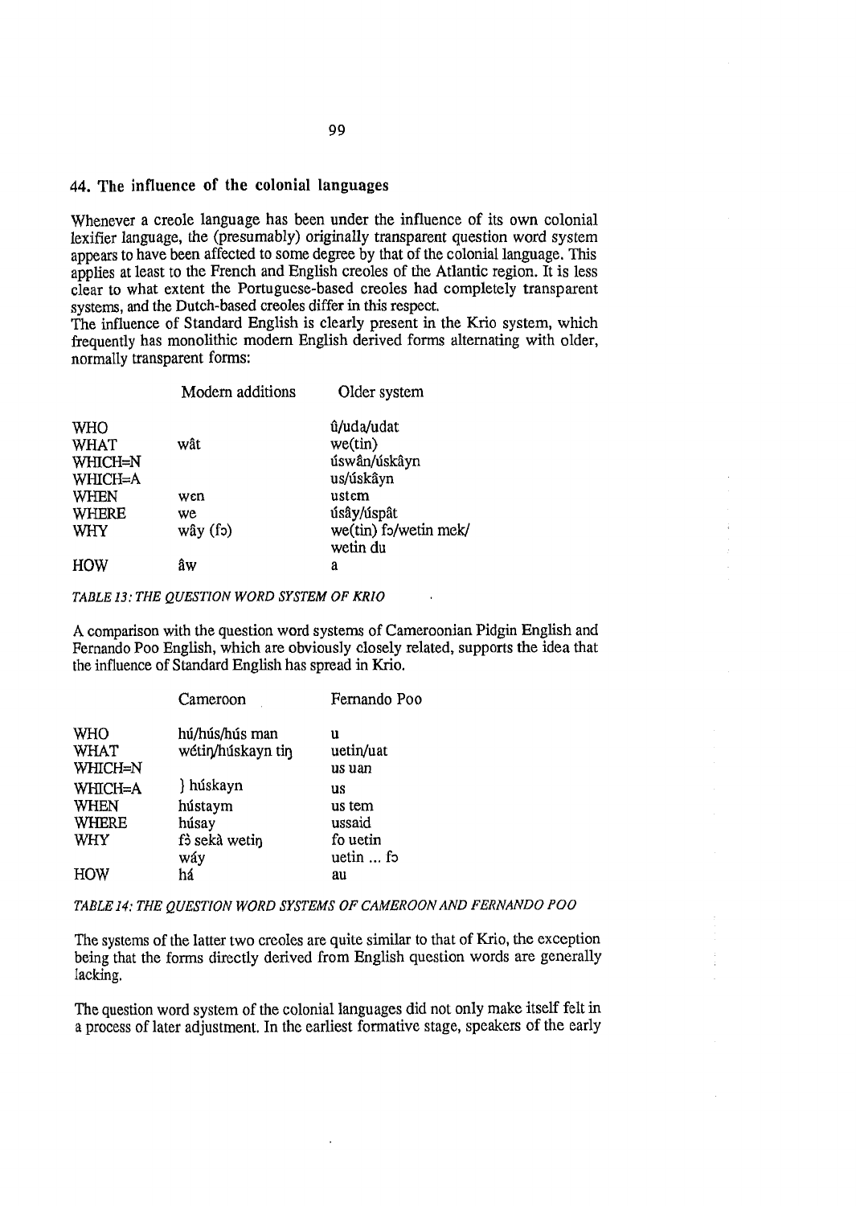## 44. The influence of the colonial languages

Whenever a creole language has been under the influence of its own colonial lexifier language, the (presumably) originally transparent question word system appears to have been affected to some degree by that of the colonial language. This applies at least to the French and English creoles of the Atlantic region. It is less clear to what extent the Portuguese-based creoles had completely transparent systems, and the Dutch-based creoles differ in this respect.
The influence of Standard English is clearly present in the Krio system, which frequently has monolithic modern English derived forms alternating with older, normally transparent forms:

| | Modern additions | Older system |
|---|---|---|
| WHO | | û/uda/udat |
| WHAT | wât | we(tin) |
| WHICH=N | | úswân/úskâyn |
| WHICH=A | | us/úskâyn |
| WHEN | wen | ustem |
| WHERE | we | úsây/úspât |
| WHY | wây (fɔ) | we(tin) fɔ/wetin mek/ wetin du |
| HOW | âw | a |

*TABLE 13: THE QUESTION WORD SYSTEM OF KRIO*

A comparison with the question word systems of Cameroonian Pidgin English and Fernando Poo English, which are obviously closely related, supports the idea that the influence of Standard English has spread in Krio.

| | Cameroon | Fernando Poo |
|---|---|---|
| WHO | hú/hús/hús man | u |
| WHAT | wétiŋ/húskayn tiŋ | uetin/uat |
| WHICH=N | } húskayn | us uan |
| WHICH=A | | us |
| WHEN | hústaym | us tem |
| WHERE | húsay | ussaid |
| WHY | fɔ̀ sekà wetiŋ<br>wáy | fo uetin<br>uetin ... fɔ |
| HOW | há | au |

*TABLE 14: THE QUESTION WORD SYSTEMS OF CAMEROON AND FERNANDO POO*

The systems of the latter two creoles are quite similar to that of Krio, the exception being that the forms directly derived from English question words are generally lacking.

The question word system of the colonial languages did not only make itself felt in a process of later adjustment. In the earliest formative stage, speakers of the early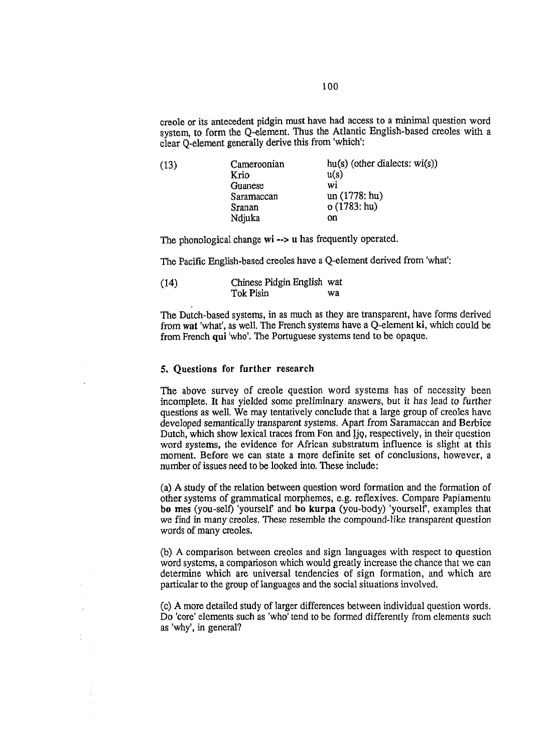creole or its antecedent pidgin must have had access to a minimal question word system, to form the Q-element. Thus the Atlantic English-based creoles with a clear Q-element generally derive this from 'which':

| (13) | Cameroonian | hu(s) (other dialects: wi(s)) |
|---|---|---|
| | Krio | u(s) |
| | Guanese | wi |
| | Saramaccan | un (1778: hu) |
| | Sranan | o (1783: hu) |
| | Ndjuka | on |

The phonological change **wi --> u** has frequently operated.

The Pacific English-based creoles have a Q-element derived from 'what':

| (14) | Chinese Pidgin English | wat |
|---|---|---|
| | Tok Pisin | wa |

The Dutch-based systems, in as much as they are transparent, have forms derived from **wat** 'what', as well. The French systems have a Q-element **ki**, which could be from French **qui** 'who'. The Portuguese systems tend to be opaque.

## 5. Questions for further research

The above survey of creole question word systems has of necessity been incomplete. It has yielded some preliminary answers, but it has lead to further questions as well. We may tentatively conclude that a large group of creoles have developed semantically transparent systems. Apart from Saramaccan and Berbice Dutch, which show lexical traces from Fon and Ịjọ, respectively, in their question word systems, the evidence for African substratum influence is slight at this moment. Before we can state a more definite set of conclusions, however, a number of issues need to be looked into. These include:

(a) A study of the relation between question word formation and the formation of other systems of grammatical morphemes, e.g. reflexives. Compare Papiamentu **bo mes** (you-self) 'yourself' and **bo kurpa** (you-body) 'yourself', examples that we find in many creoles. These resemble the compound-like transparent question words of many creoles.

(b) A comparison between creoles and sign languages with respect to question word systems, a comparioson which would greatly increase the chance that we can determine which are universal tendencies of sign formation, and which are particular to the group of languages and the social situations involved.

(c) A more detailed study of larger differences between individual question words. Do 'core' elements such as 'who' tend to be formed differently from elements such as 'why', in general?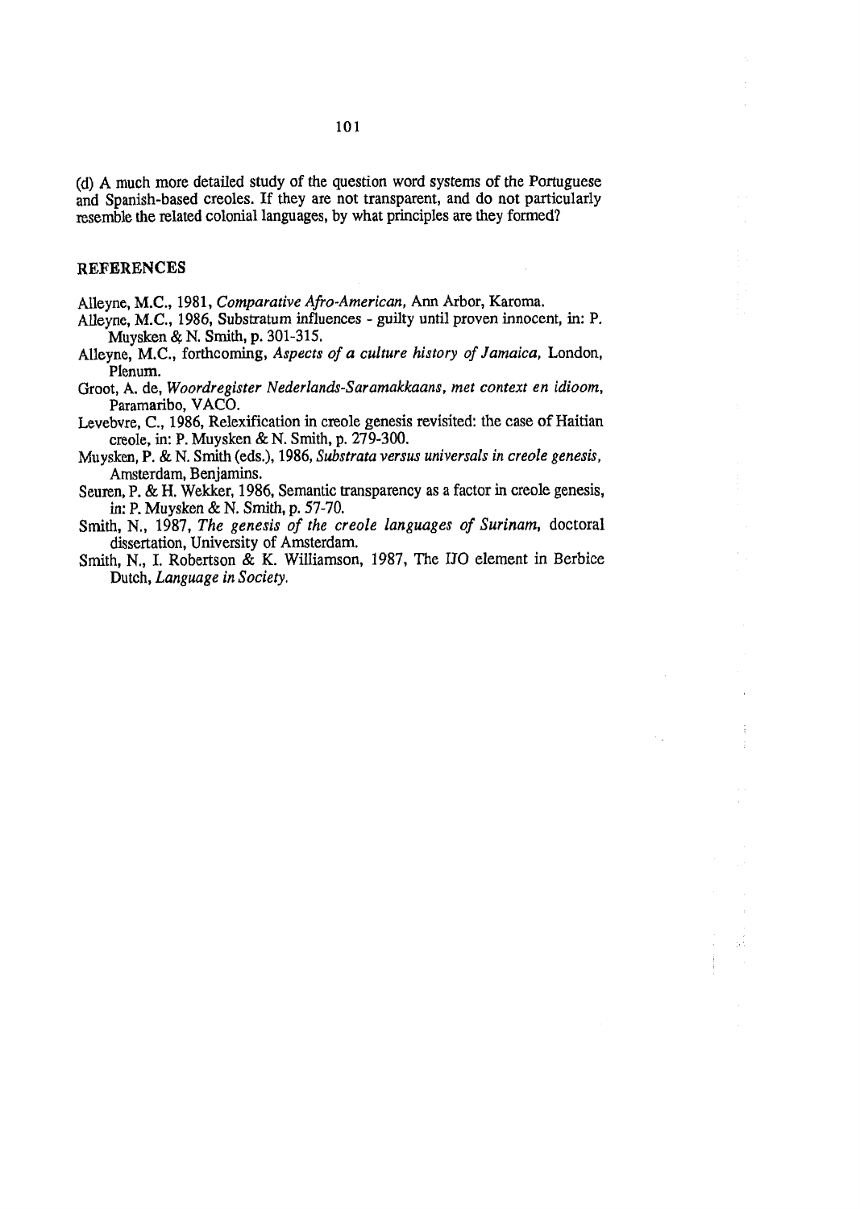(d) A much more detailed study of the question word systems of the Portuguese and Spanish-based creoles. If they are not transparent, and do not particularly resemble the related colonial languages, by what principles are they formed?

## REFERENCES

Alleyne, M.C., 1981, *Comparative Afro-American*, Ann Arbor, Karoma.

Alleyne, M.C., 1986, Substratum influences - guilty until proven innocent, in: P. Muysken & N. Smith, p. 301-315.

Alleyne, M.C., forthcoming, *Aspects of a culture history of Jamaica*, London, Plenum.

Groot, A. de, *Woordregister Nederlands-Saramakkaans, met context en idioom*, Paramaribo, VACO.

Levebvre, C., 1986, Relexification in creole genesis revisited: the case of Haitian creole, in: P. Muysken & N. Smith, p. 279-300.

Muysken, P. & N. Smith (eds.), 1986, *Substrata versus universals in creole genesis*, Amsterdam, Benjamins.

Seuren, P. & H. Wekker, 1986, Semantic transparency as a factor in creole genesis, in: P. Muysken & N. Smith, p. 57-70.

Smith, N., 1987, *The genesis of the creole languages of Surinam*, doctoral dissertation, University of Amsterdam.

Smith, N., I. Robertson & K. Williamson, 1987, The IJO element in Berbice Dutch, *Language in Society*.